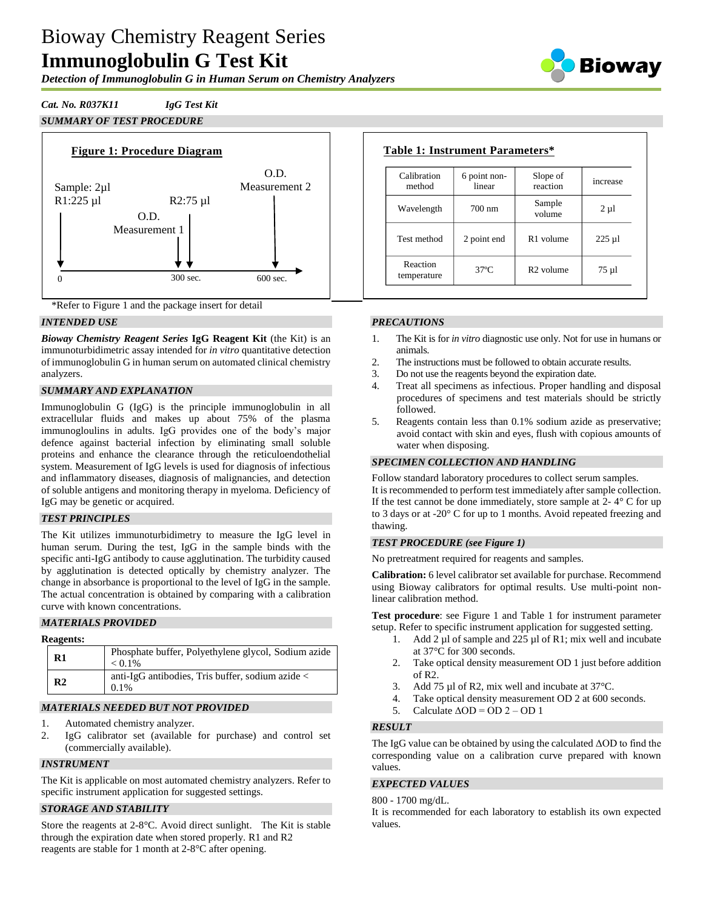# Bioway Chemistry Reagent Series
# Immunoglobulin G Test Kit

***Detection of Immunoglobulin G in Human Serum on Chemistry Analyzers***

***Cat. No. R037K11*** ***IgG Test Kit***

## *SUMMARY OF TEST PROCEDURE*

**Figure 1: Procedure Diagram**

Sample: 2µl
R1:225 µl

O.D. Measurement 1

R2:75 µl

O.D. Measurement 2

0 — 300 sec. — 600 sec.

**Table 1: Instrument Parameters***

| Calibration method | 6 point non-linear | Slope of reaction | increase |
|---|---|---|---|
| Wavelength | 700 nm | Sample volume | 2 µl |
| Test method | 2 point end | R1 volume | 225 µl |
| Reaction temperature | 37ºC | R2 volume | 75 µl |

*Refer to Figure 1 and the package insert for detail

## *INTENDED USE*

***Bioway Chemistry Reagent Series*** **IgG Reagent Kit** (the Kit) is an immunoturbidimetric assay intended for *in vitro* quantitative detection of immunoglobulin G in human serum on automated clinical chemistry analyzers.

## *SUMMARY AND EXPLANATION*

Immunoglobulin G (IgG) is the principle immunoglobulin in all extracellular fluids and makes up about 75% of the plasma immunogloulins in adults. IgG provides one of the body's major defence against bacterial infection by eliminating small soluble proteins and enhance the clearance through the reticuloendothelial system. Measurement of IgG levels is used for diagnosis of infectious and inflammatory diseases, diagnosis of malignancies, and detection of soluble antigens and monitoring therapy in myeloma. Deficiency of IgG may be genetic or acquired.

## *TEST PRINCIPLES*

The Kit utilizes immunoturbidimetry to measure the IgG level in human serum. During the test, IgG in the sample binds with the specific anti-IgG antibody to cause agglutination. The turbidity caused by agglutination is detected optically by chemistry analyzer. The change in absorbance is proportional to the level of IgG in the sample. The actual concentration is obtained by comparing with a calibration curve with known concentrations.

## *MATERIALS PROVIDED*

**Reagents:**

| | |
|---|---|
| **R1** | Phosphate buffer, Polyethylene glycol, Sodium azide < 0.1% |
| **R2** | anti-IgG antibodies, Tris buffer, sodium azide < 0.1% |

## *MATERIALS NEEDED BUT NOT PROVIDED*

1. Automated chemistry analyzer.
2. IgG calibrator set (available for purchase) and control set (commercially available).

## *INSTRUMENT*

The Kit is applicable on most automated chemistry analyzers. Refer to specific instrument application for suggested settings.

## *STORAGE AND STABILITY*

Store the reagents at 2-8°C. Avoid direct sunlight. The Kit is stable through the expiration date when stored properly. R1 and R2 reagents are stable for 1 month at 2-8°C after opening.

## *PRECAUTIONS*

1. The Kit is for *in vitro* diagnostic use only. Not for use in humans or animals.
2. The instructions must be followed to obtain accurate results.
3. Do not use the reagents beyond the expiration date.
4. Treat all specimens as infectious. Proper handling and disposal procedures of specimens and test materials should be strictly followed.
5. Reagents contain less than 0.1% sodium azide as preservative; avoid contact with skin and eyes, flush with copious amounts of water when disposing.

## *SPECIMEN COLLECTION AND HANDLING*

Follow standard laboratory procedures to collect serum samples.
It is recommended to perform test immediately after sample collection. If the test cannot be done immediately, store sample at 2- 4° C for up to 3 days or at -20° C for up to 1 months. Avoid repeated freezing and thawing.

## *TEST PROCEDURE (see Figure 1)*

No pretreatment required for reagents and samples.

**Calibration:** 6 level calibrator set available for purchase. Recommend using Bioway calibrators for optimal results. Use multi-point non-linear calibration method.

**Test procedure**: see Figure 1 and Table 1 for instrument parameter setup. Refer to specific instrument application for suggested setting.

1. Add 2 µl of sample and 225 µl of R1; mix well and incubate at 37°C for 300 seconds.
2. Take optical density measurement OD 1 just before addition of R2.
3. Add 75 µl of R2, mix well and incubate at 37°C.
4. Take optical density measurement OD 2 at 600 seconds.
5. Calculate $\Delta OD = OD\ 2 - OD\ 1$

## *RESULT*

The IgG value can be obtained by using the calculated ΔOD to find the corresponding value on a calibration curve prepared with known values.

## *EXPECTED VALUES*

800 - 1700 mg/dL.
It is recommended for each laboratory to establish its own expected values.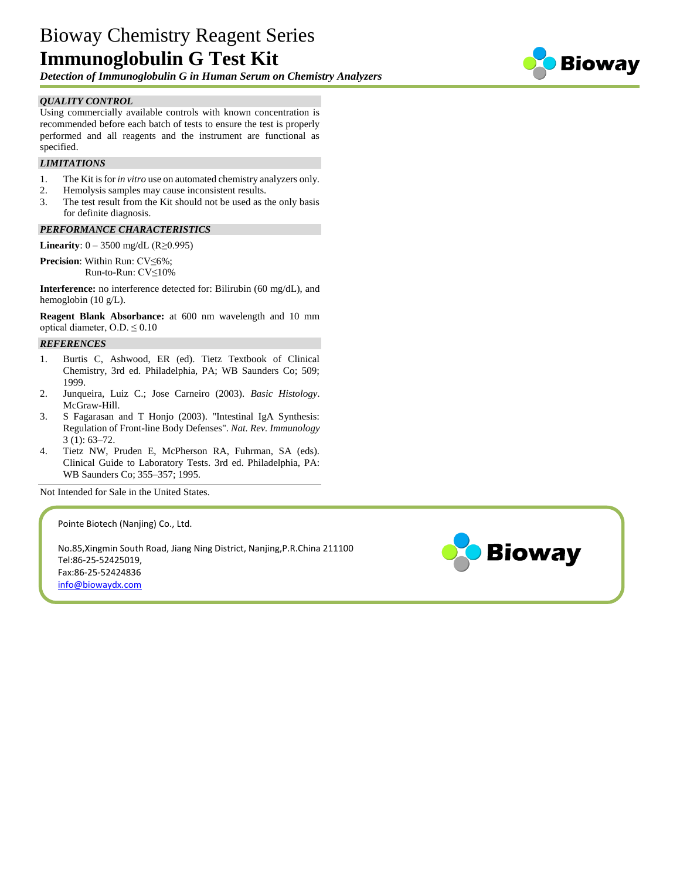### QUALITY CONTROL

Using commercially available controls with known concentration is recommended before each batch of tests to ensure the test is properly performed and all reagents and the instrument are functional as specified.

### LIMITATIONS

1. The Kit is for *in vitro* use on automated chemistry analyzers only.
2. Hemolysis samples may cause inconsistent results.
3. The test result from the Kit should not be used as the only basis for definite diagnosis.

### PERFORMANCE CHARACTERISTICS

**Linearity**: 0 – 3500 mg/dL (R≥0.995)

**Precision**: Within Run: CV≤6%;
Run-to-Run: CV≤10%

**Interference:** no interference detected for: Bilirubin (60 mg/dL), and hemoglobin (10 g/L).

**Reagent Blank Absorbance:** at 600 nm wavelength and 10 mm optical diameter, O.D. ≤ 0.10

### REFERENCES

1. Burtis C, Ashwood, ER (ed). Tietz Textbook of Clinical Chemistry, 3rd ed. Philadelphia, PA; WB Saunders Co; 509; 1999.
2. Junqueira, Luiz C.; Jose Carneiro (2003). *Basic Histology*. McGraw-Hill.
3. S Fagarasan and T Honjo (2003). "Intestinal IgA Synthesis: Regulation of Front-line Body Defenses". *Nat. Rev. Immunology* 3 (1): 63–72.
4. Tietz NW, Pruden E, McPherson RA, Fuhrman, SA (eds). Clinical Guide to Laboratory Tests. 3rd ed. Philadelphia, PA: WB Saunders Co; 355–357; 1995.

Not Intended for Sale in the United States.

Pointe Biotech (Nanjing) Co., Ltd.

No.85,Xingmin South Road, Jiang Ning District, Nanjing,P.R.China 211100
Tel:86-25-52425019,
Fax:86-25-52424836
info@biowaydx.com